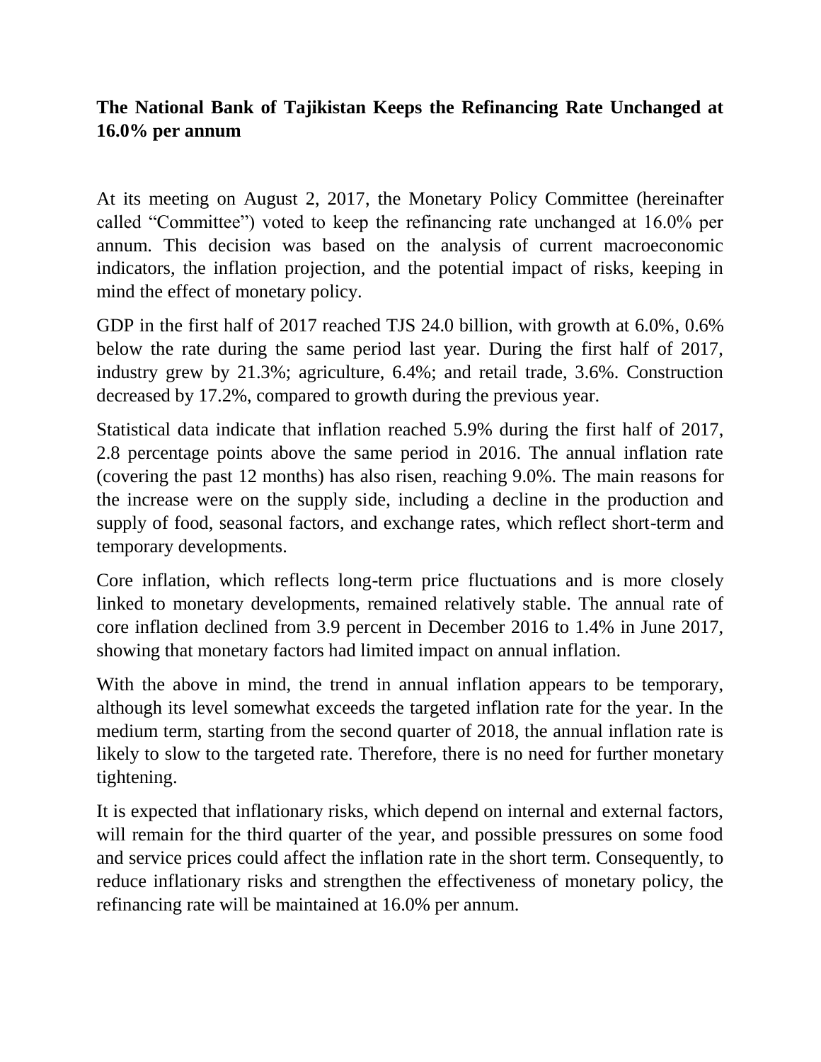# The National Bank of Tajikistan Keeps the Refinancing Rate Unchanged at 16.0% per annum

At its meeting on August 2, 2017, the Monetary Policy Committee (hereinafter called “Committee”) voted to keep the refinancing rate unchanged at 16.0% per annum. This decision was based on the analysis of current macroeconomic indicators, the inflation projection, and the potential impact of risks, keeping in mind the effect of monetary policy.

GDP in the first half of 2017 reached TJS 24.0 billion, with growth at 6.0%, 0.6% below the rate during the same period last year. During the first half of 2017, industry grew by 21.3%; agriculture, 6.4%; and retail trade, 3.6%. Construction decreased by 17.2%, compared to growth during the previous year.

Statistical data indicate that inflation reached 5.9% during the first half of 2017, 2.8 percentage points above the same period in 2016. The annual inflation rate (covering the past 12 months) has also risen, reaching 9.0%. The main reasons for the increase were on the supply side, including a decline in the production and supply of food, seasonal factors, and exchange rates, which reflect short-term and temporary developments.

Core inflation, which reflects long-term price fluctuations and is more closely linked to monetary developments, remained relatively stable. The annual rate of core inflation declined from 3.9 percent in December 2016 to 1.4% in June 2017, showing that monetary factors had limited impact on annual inflation.

With the above in mind, the trend in annual inflation appears to be temporary, although its level somewhat exceeds the targeted inflation rate for the year. In the medium term, starting from the second quarter of 2018, the annual inflation rate is likely to slow to the targeted rate. Therefore, there is no need for further monetary tightening.

It is expected that inflationary risks, which depend on internal and external factors, will remain for the third quarter of the year, and possible pressures on some food and service prices could affect the inflation rate in the short term. Consequently, to reduce inflationary risks and strengthen the effectiveness of monetary policy, the refinancing rate will be maintained at 16.0% per annum.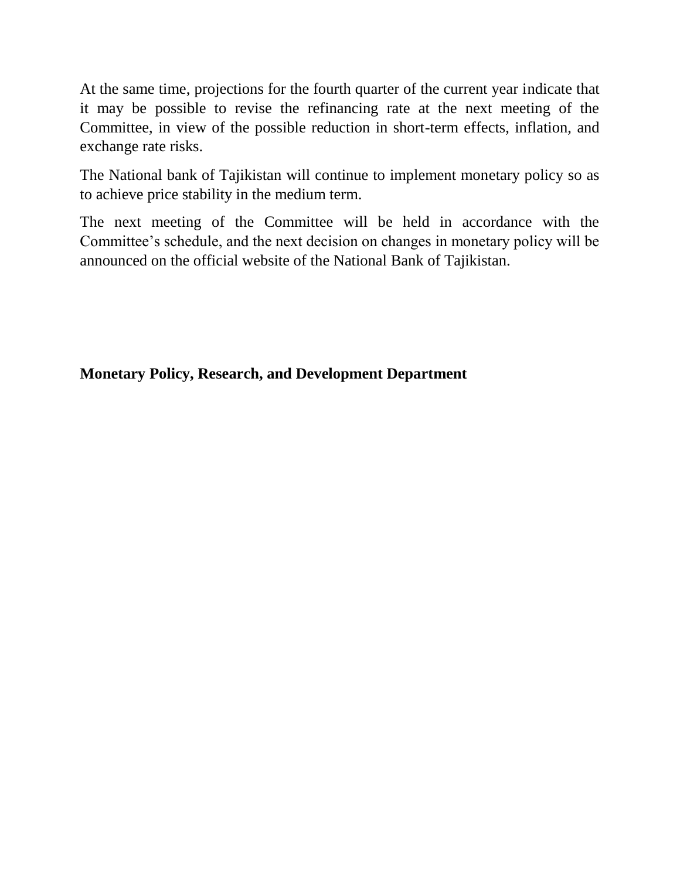At the same time, projections for the fourth quarter of the current year indicate that it may be possible to revise the refinancing rate at the next meeting of the Committee, in view of the possible reduction in short-term effects, inflation, and exchange rate risks.

The National bank of Tajikistan will continue to implement monetary policy so as to achieve price stability in the medium term.

The next meeting of the Committee will be held in accordance with the Committee's schedule, and the next decision on changes in monetary policy will be announced on the official website of the National Bank of Tajikistan.

**Monetary Policy, Research, and Development Department**